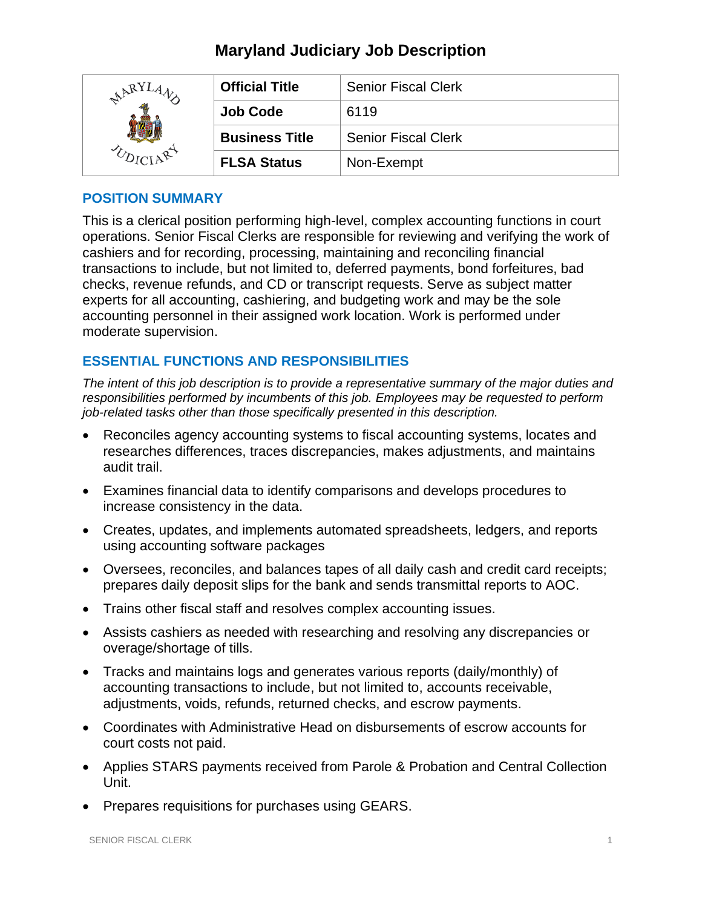# Maryland Judiciary Job Description

| | Official Title | Senior Fiscal Clerk |
|---|---|---|
| | **Job Code** | 6119 |
| | **Business Title** | Senior Fiscal Clerk |
| | **FLSA Status** | Non-Exempt |

## POSITION SUMMARY

This is a clerical position performing high-level, complex accounting functions in court operations. Senior Fiscal Clerks are responsible for reviewing and verifying the work of cashiers and for recording, processing, maintaining and reconciling financial transactions to include, but not limited to, deferred payments, bond forfeitures, bad checks, revenue refunds, and CD or transcript requests. Serve as subject matter experts for all accounting, cashiering, and budgeting work and may be the sole accounting personnel in their assigned work location. Work is performed under moderate supervision.

## ESSENTIAL FUNCTIONS AND RESPONSIBILITIES

*The intent of this job description is to provide a representative summary of the major duties and responsibilities performed by incumbents of this job. Employees may be requested to perform job-related tasks other than those specifically presented in this description.*

- Reconciles agency accounting systems to fiscal accounting systems, locates and researches differences, traces discrepancies, makes adjustments, and maintains audit trail.
- Examines financial data to identify comparisons and develops procedures to increase consistency in the data.
- Creates, updates, and implements automated spreadsheets, ledgers, and reports using accounting software packages
- Oversees, reconciles, and balances tapes of all daily cash and credit card receipts; prepares daily deposit slips for the bank and sends transmittal reports to AOC.
- Trains other fiscal staff and resolves complex accounting issues.
- Assists cashiers as needed with researching and resolving any discrepancies or overage/shortage of tills.
- Tracks and maintains logs and generates various reports (daily/monthly) of accounting transactions to include, but not limited to, accounts receivable, adjustments, voids, refunds, returned checks, and escrow payments.
- Coordinates with Administrative Head on disbursements of escrow accounts for court costs not paid.
- Applies STARS payments received from Parole & Probation and Central Collection Unit.
- Prepares requisitions for purchases using GEARS.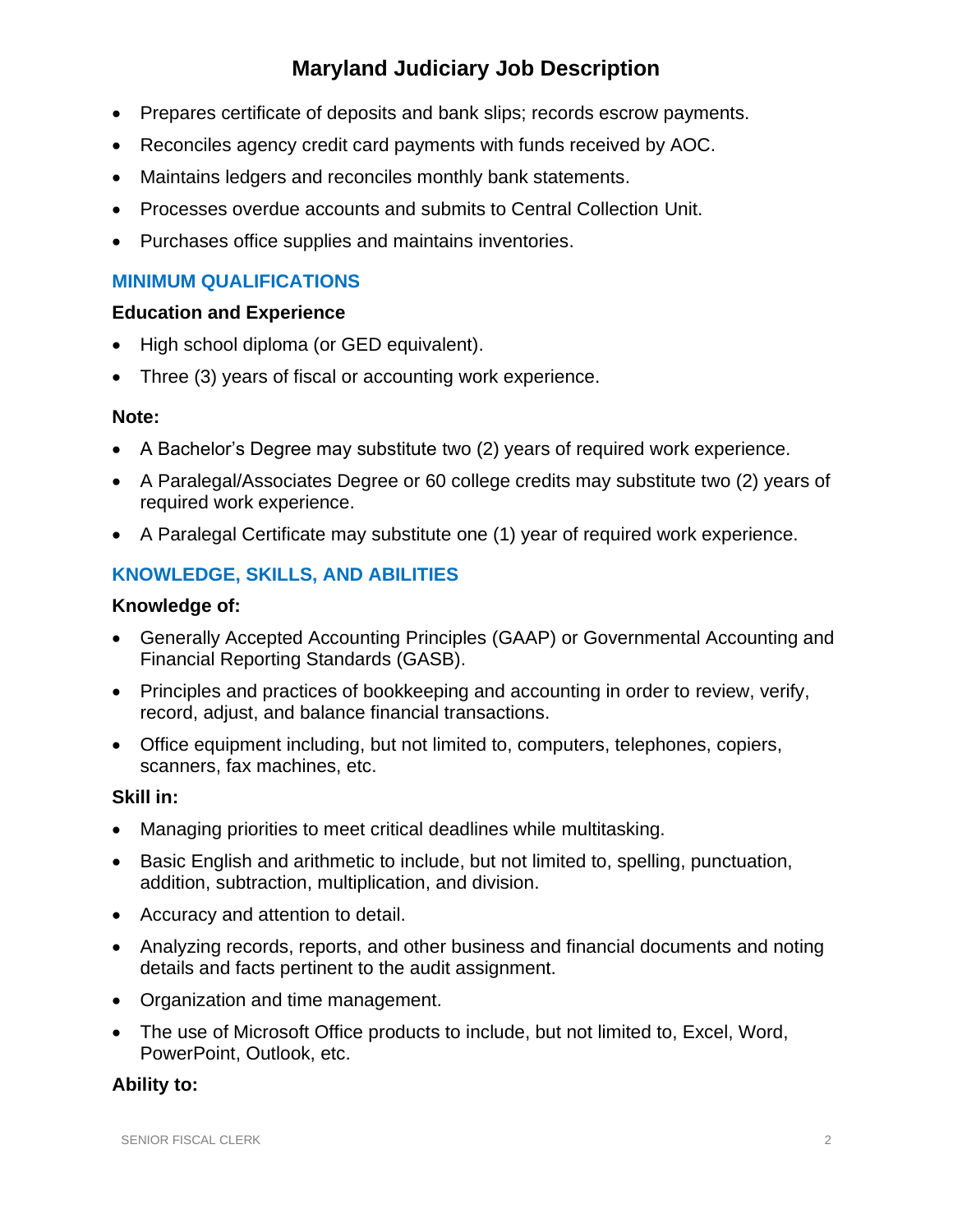- Prepares certificate of deposits and bank slips; records escrow payments.
- Reconciles agency credit card payments with funds received by AOC.
- Maintains ledgers and reconciles monthly bank statements.
- Processes overdue accounts and submits to Central Collection Unit.
- Purchases office supplies and maintains inventories.

## MINIMUM QUALIFICATIONS

### Education and Experience

- High school diploma (or GED equivalent).
- Three (3) years of fiscal or accounting work experience.

### Note:

- A Bachelor's Degree may substitute two (2) years of required work experience.
- A Paralegal/Associates Degree or 60 college credits may substitute two (2) years of required work experience.
- A Paralegal Certificate may substitute one (1) year of required work experience.

## KNOWLEDGE, SKILLS, AND ABILITIES

### Knowledge of:

- Generally Accepted Accounting Principles (GAAP) or Governmental Accounting and Financial Reporting Standards (GASB).
- Principles and practices of bookkeeping and accounting in order to review, verify, record, adjust, and balance financial transactions.
- Office equipment including, but not limited to, computers, telephones, copiers, scanners, fax machines, etc.

### Skill in:

- Managing priorities to meet critical deadlines while multitasking.
- Basic English and arithmetic to include, but not limited to, spelling, punctuation, addition, subtraction, multiplication, and division.
- Accuracy and attention to detail.
- Analyzing records, reports, and other business and financial documents and noting details and facts pertinent to the audit assignment.
- Organization and time management.
- The use of Microsoft Office products to include, but not limited to, Excel, Word, PowerPoint, Outlook, etc.

### Ability to: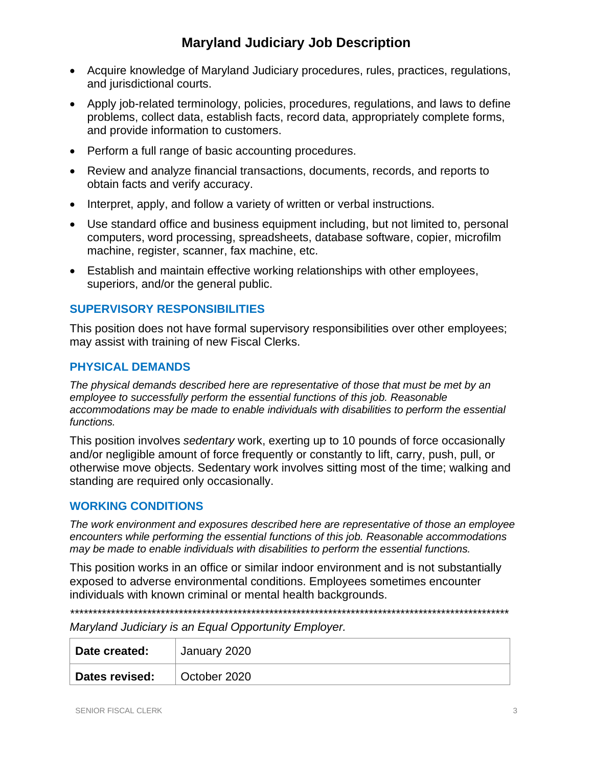# Maryland Judiciary Job Description

- Acquire knowledge of Maryland Judiciary procedures, rules, practices, regulations, and jurisdictional courts.
- Apply job-related terminology, policies, procedures, regulations, and laws to define problems, collect data, establish facts, record data, appropriately complete forms, and provide information to customers.
- Perform a full range of basic accounting procedures.
- Review and analyze financial transactions, documents, records, and reports to obtain facts and verify accuracy.
- Interpret, apply, and follow a variety of written or verbal instructions.
- Use standard office and business equipment including, but not limited to, personal computers, word processing, spreadsheets, database software, copier, microfilm machine, register, scanner, fax machine, etc.
- Establish and maintain effective working relationships with other employees, superiors, and/or the general public.

## SUPERVISORY RESPONSIBILITIES

This position does not have formal supervisory responsibilities over other employees; may assist with training of new Fiscal Clerks.

## PHYSICAL DEMANDS

*The physical demands described here are representative of those that must be met by an employee to successfully perform the essential functions of this job. Reasonable accommodations may be made to enable individuals with disabilities to perform the essential functions.*

This position involves *sedentary* work, exerting up to 10 pounds of force occasionally and/or negligible amount of force frequently or constantly to lift, carry, push, pull, or otherwise move objects. Sedentary work involves sitting most of the time; walking and standing are required only occasionally.

## WORKING CONDITIONS

*The work environment and exposures described here are representative of those an employee encounters while performing the essential functions of this job. Reasonable accommodations may be made to enable individuals with disabilities to perform the essential functions.*

This position works in an office or similar indoor environment and is not substantially exposed to adverse environmental conditions. Employees sometimes encounter individuals with known criminal or mental health backgrounds.

****************************************************************************************************

*Maryland Judiciary is an Equal Opportunity Employer.*

| | |
|---|---|
| **Date created:** | January 2020 |
| **Dates revised:** | October 2020 |